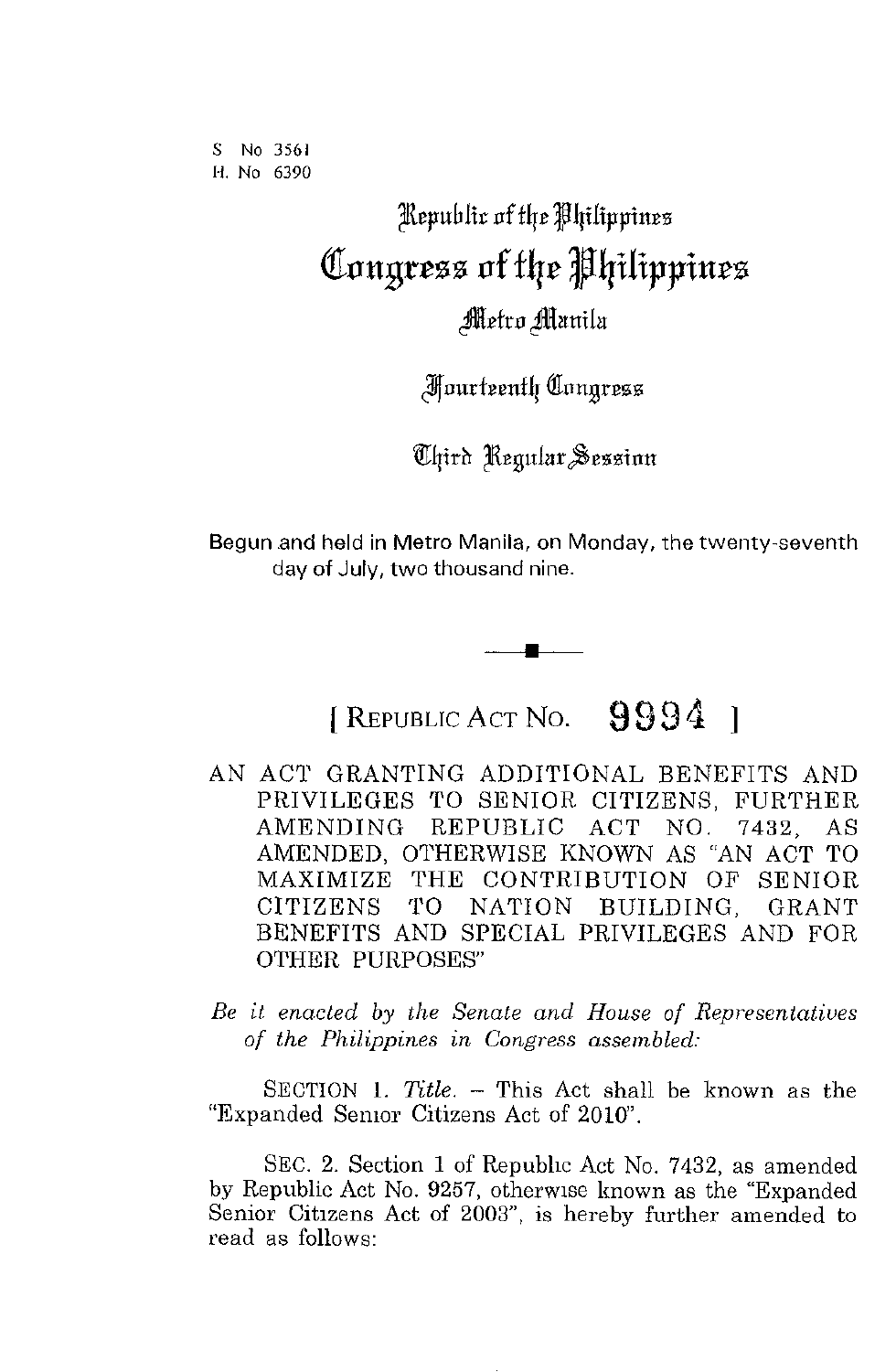S. No. 3561
H. No. 6390

# Republic of the Philippines
# Congress of the Philippines
## Metro Manila

## Fourteenth Congress

## Third Regular Session

Begun and held in Metro Manila, on Monday, the twenty-seventh day of July, two thousand nine.

---

## [ REPUBLIC ACT NO. 9994 ]

AN ACT GRANTING ADDITIONAL BENEFITS AND PRIVILEGES TO SENIOR CITIZENS, FURTHER AMENDING REPUBLIC ACT NO. 7432, AS AMENDED, OTHERWISE KNOWN AS "AN ACT TO MAXIMIZE THE CONTRIBUTION OF SENIOR CITIZENS TO NATION BUILDING, GRANT BENEFITS AND SPECIAL PRIVILEGES AND FOR OTHER PURPOSES"

*Be it enacted by the Senate and House of Representatives of the Philippines in Congress assembled:*

SECTION 1. *Title.* – This Act shall be known as the "Expanded Senior Citizens Act of 2010".

SEC. 2. Section 1 of Republic Act No. 7432, as amended by Republic Act No. 9257, otherwise known as the "Expanded Senior Citizens Act of 2003", is hereby further amended to read as follows: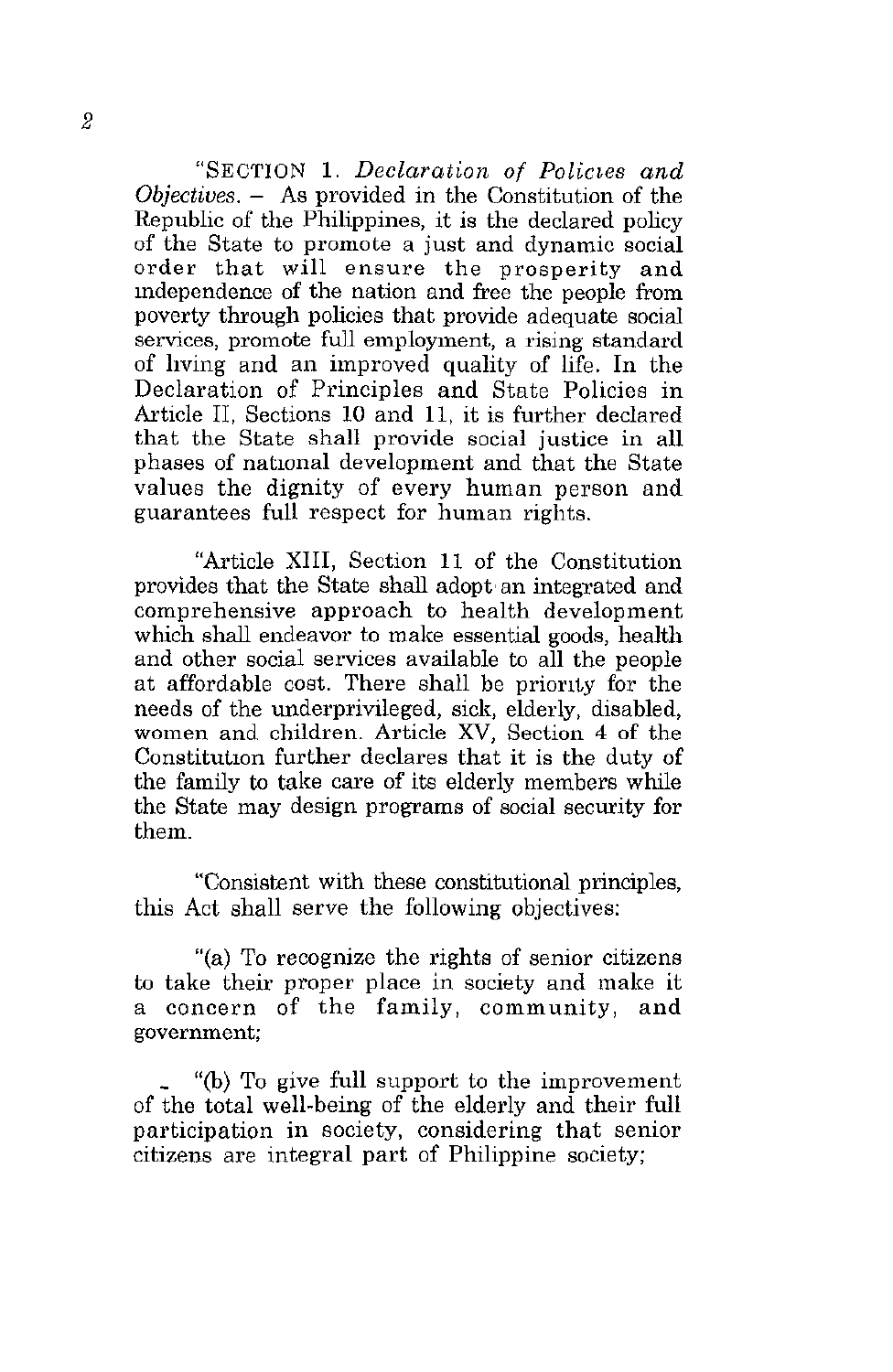"SECTION 1. *Declaration of Policies and Objectives.* – As provided in the Constitution of the Republic of the Philippines, it is the declared policy of the State to promote a just and dynamic social order that will ensure the prosperity and independence of the nation and free the people from poverty through policies that provide adequate social services, promote full employment, a rising standard of living and an improved quality of life. In the Declaration of Principles and State Policies in Article II, Sections 10 and 11, it is further declared that the State shall provide social justice in all phases of national development and that the State values the dignity of every human person and guarantees full respect for human rights.

"Article XIII, Section 11 of the Constitution provides that the State shall adopt an integrated and comprehensive approach to health development which shall endeavor to make essential goods, health and other social services available to all the people at affordable cost. There shall be priority for the needs of the underprivileged, sick, elderly, disabled, women and children. Article XV, Section 4 of the Constitution further declares that it is the duty of the family to take care of its elderly members while the State may design programs of social security for them.

"Consistent with these constitutional principles, this Act shall serve the following objectives:

"(a) To recognize the rights of senior citizens to take their proper place in society and make it a concern of the family, community, and government;

"(b) To give full support to the improvement of the total well-being of the elderly and their full participation in society, considering that senior citizens are integral part of Philippine society;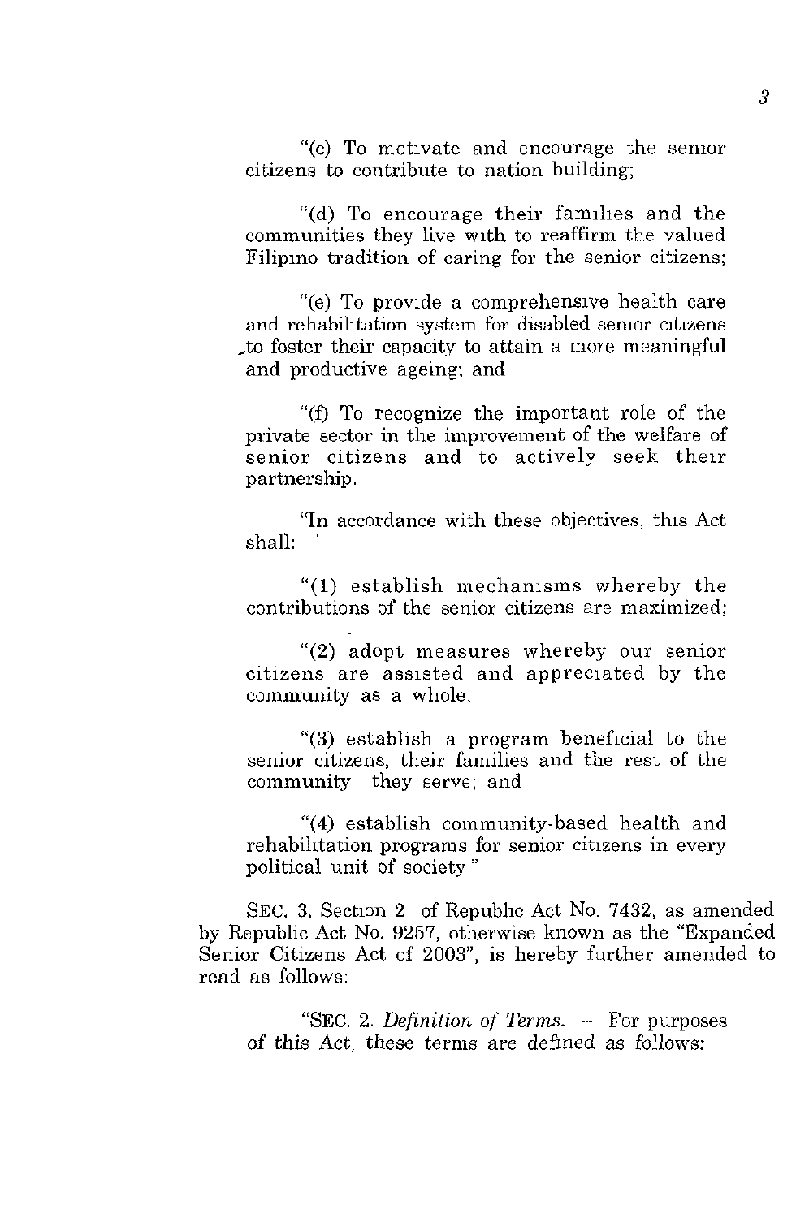"(c) To motivate and encourage the senior citizens to contribute to nation building;

"(d) To encourage their families and the communities they live with to reaffirm the valued Filipino tradition of caring for the senior citizens;

"(e) To provide a comprehensive health care and rehabilitation system for disabled senior citizens to foster their capacity to attain a more meaningful and productive ageing; and

"(f) To recognize the important role of the private sector in the improvement of the welfare of senior citizens and to actively seek their partnership.

"In accordance with these objectives, this Act shall:

"(1) establish mechanisms whereby the contributions of the senior citizens are maximized;

"(2) adopt measures whereby our senior citizens are assisted and appreciated by the community as a whole;

"(3) establish a program beneficial to the senior citizens, their families and the rest of the community they serve; and

"(4) establish community-based health and rehabilitation programs for senior citizens in every political unit of society."

SEC. 3. Section 2 of Republic Act No. 7432, as amended by Republic Act No. 9257, otherwise known as the "Expanded Senior Citizens Act of 2003", is hereby further amended to read as follows:

"SEC. 2. *Definition of Terms.* – For purposes of this Act, these terms are defined as follows: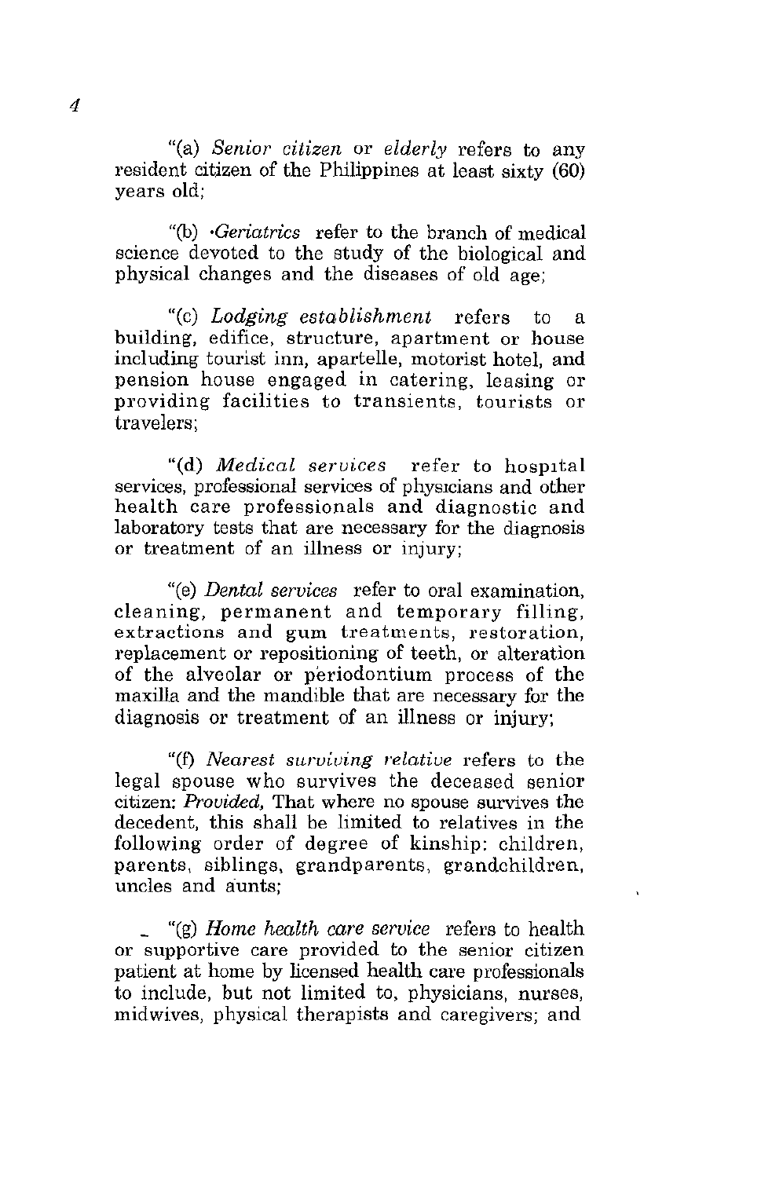"(a) *Senior citizen* or *elderly* refers to any resident citizen of the Philippines at least sixty (60) years old;

"(b) *Geriatrics* refer to the branch of medical science devoted to the study of the biological and physical changes and the diseases of old age;

"(c) *Lodging establishment* refers to a building, edifice, structure, apartment or house including tourist inn, apartelle, motorist hotel, and pension house engaged in catering, leasing or providing facilities to transients, tourists or travelers;

"(d) *Medical services* refer to hospital services, professional services of physicians and other health care professionals and diagnostic and laboratory tests that are necessary for the diagnosis or treatment of an illness or injury;

"(e) *Dental services* refer to oral examination, cleaning, permanent and temporary filling, extractions and gum treatments, restoration, replacement or repositioning of teeth, or alteration of the alveolar or periodontium process of the maxilla and the mandible that are necessary for the diagnosis or treatment of an illness or injury;

"(f) *Nearest surviving relative* refers to the legal spouse who survives the deceased senior citizen: *Provided,* That where no spouse survives the decedent, this shall be limited to relatives in the following order of degree of kinship: children, parents, siblings, grandparents, grandchildren, uncles and aunts;

"(g) *Home health care service* refers to health or supportive care provided to the senior citizen patient at home by licensed health care professionals to include, but not limited to, physicians, nurses, midwives, physical therapists and caregivers; and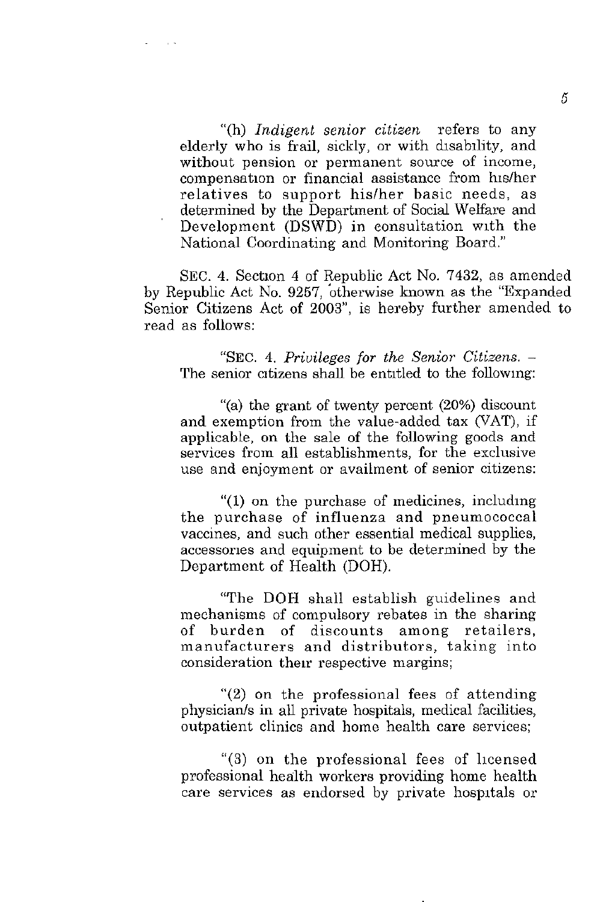"(h) *Indigent senior citizen* refers to any elderly who is frail, sickly, or with disability, and without pension or permanent source of income, compensation or financial assistance from his/her relatives to support his/her basic needs, as determined by the Department of Social Welfare and Development (DSWD) in consultation with the National Coordinating and Monitoring Board."

SEC. 4. Section 4 of Republic Act No. 7432, as amended by Republic Act No. 9257, otherwise known as the "Expanded Senior Citizens Act of 2003", is hereby further amended to read as follows:

"SEC. 4. *Privileges for the Senior Citizens.* – The senior citizens shall be entitled to the following:

"(a) the grant of twenty percent (20%) discount and exemption from the value-added tax (VAT), if applicable, on the sale of the following goods and services from all establishments, for the exclusive use and enjoyment or availment of senior citizens:

"(1) on the purchase of medicines, including the purchase of influenza and pneumococcal vaccines, and such other essential medical supplies, accessories and equipment to be determined by the Department of Health (DOH).

"The DOH shall establish guidelines and mechanisms of compulsory rebates in the sharing of burden of discounts among retailers, manufacturers and distributors, taking into consideration their respective margins;

"(2) on the professional fees of attending physician/s in all private hospitals, medical facilities, outpatient clinics and home health care services;

"(3) on the professional fees of licensed professional health workers providing home health care services as endorsed by private hospitals or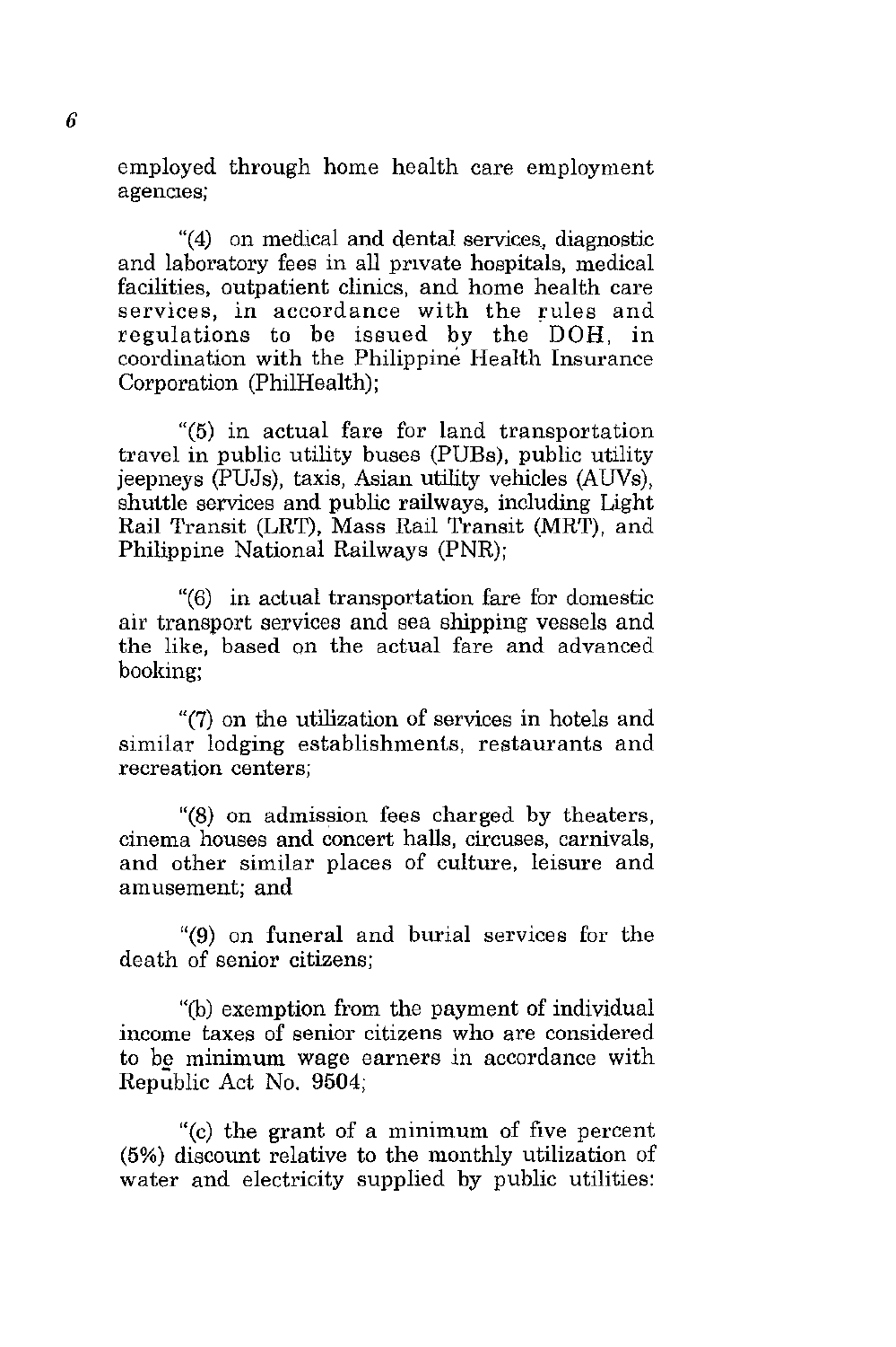employed through home health care employment agencies;

"(4) on medical and dental services, diagnostic and laboratory fees in all private hospitals, medical facilities, outpatient clinics, and home health care services, in accordance with the rules and regulations to be issued by the DOH, in coordination with the Philippine Health Insurance Corporation (PhilHealth);

"(5) in actual fare for land transportation travel in public utility buses (PUBs), public utility jeepneys (PUJs), taxis, Asian utility vehicles (AUVs), shuttle services and public railways, including Light Rail Transit (LRT), Mass Rail Transit (MRT), and Philippine National Railways (PNR);

"(6) in actual transportation fare for domestic air transport services and sea shipping vessels and the like, based on the actual fare and advanced booking;

"(7) on the utilization of services in hotels and similar lodging establishments, restaurants and recreation centers;

"(8) on admission fees charged by theaters, cinema houses and concert halls, circuses, carnivals, and other similar places of culture, leisure and amusement; and

"(9) on funeral and burial services for the death of senior citizens;

"(b) exemption from the payment of individual income taxes of senior citizens who are considered to be minimum wage earners in accordance with Republic Act No. 9504;

"(c) the grant of a minimum of five percent (5%) discount relative to the monthly utilization of water and electricity supplied by public utilities: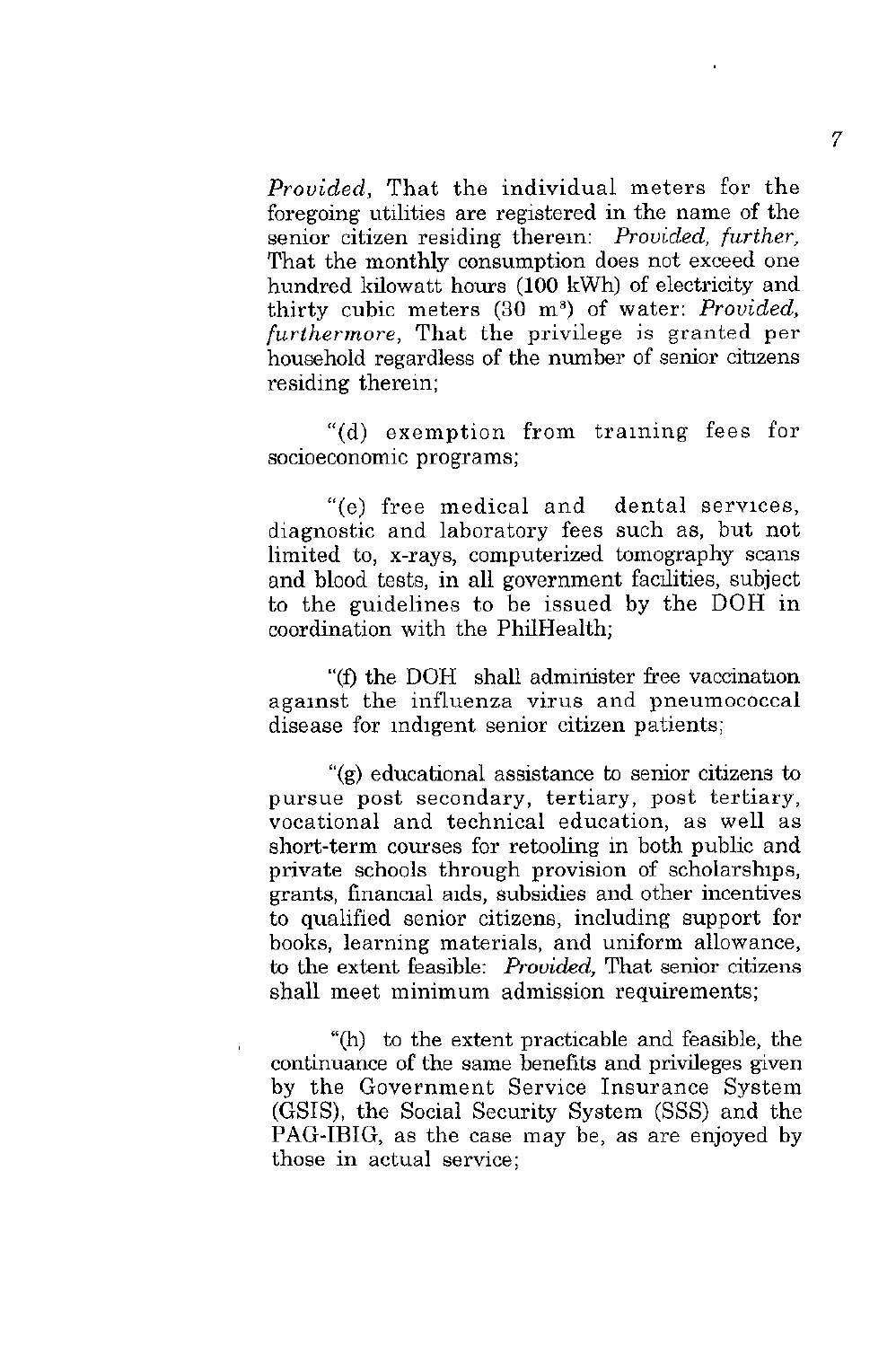*Provided*, That the individual meters for the foregoing utilities are registered in the name of the senior citizen residing therein: *Provided, further,* That the monthly consumption does not exceed one hundred kilowatt hours (100 kWh) of electricity and thirty cubic meters (30 $m^3$) of water: *Provided, furthermore,* That the privilege is granted per household regardless of the number of senior citizens residing therein;

"(d) exemption from training fees for socioeconomic programs;

"(e) free medical and dental services, diagnostic and laboratory fees such as, but not limited to, x-rays, computerized tomography scans and blood tests, in all government facilities, subject to the guidelines to be issued by the DOH in coordination with the PhilHealth;

"(f) the DOH shall administer free vaccination against the influenza virus and pneumococcal disease for indigent senior citizen patients;

"(g) educational assistance to senior citizens to pursue post secondary, tertiary, post tertiary, vocational and technical education, as well as short-term courses for retooling in both public and private schools through provision of scholarships, grants, financial aids, subsidies and other incentives to qualified senior citizens, including support for books, learning materials, and uniform allowance, to the extent feasible: *Provided,* That senior citizens shall meet minimum admission requirements;

"(h) to the extent practicable and feasible, the continuance of the same benefits and privileges given by the Government Service Insurance System (GSIS), the Social Security System (SSS) and the PAG-IBIG, as the case may be, as are enjoyed by those in actual service;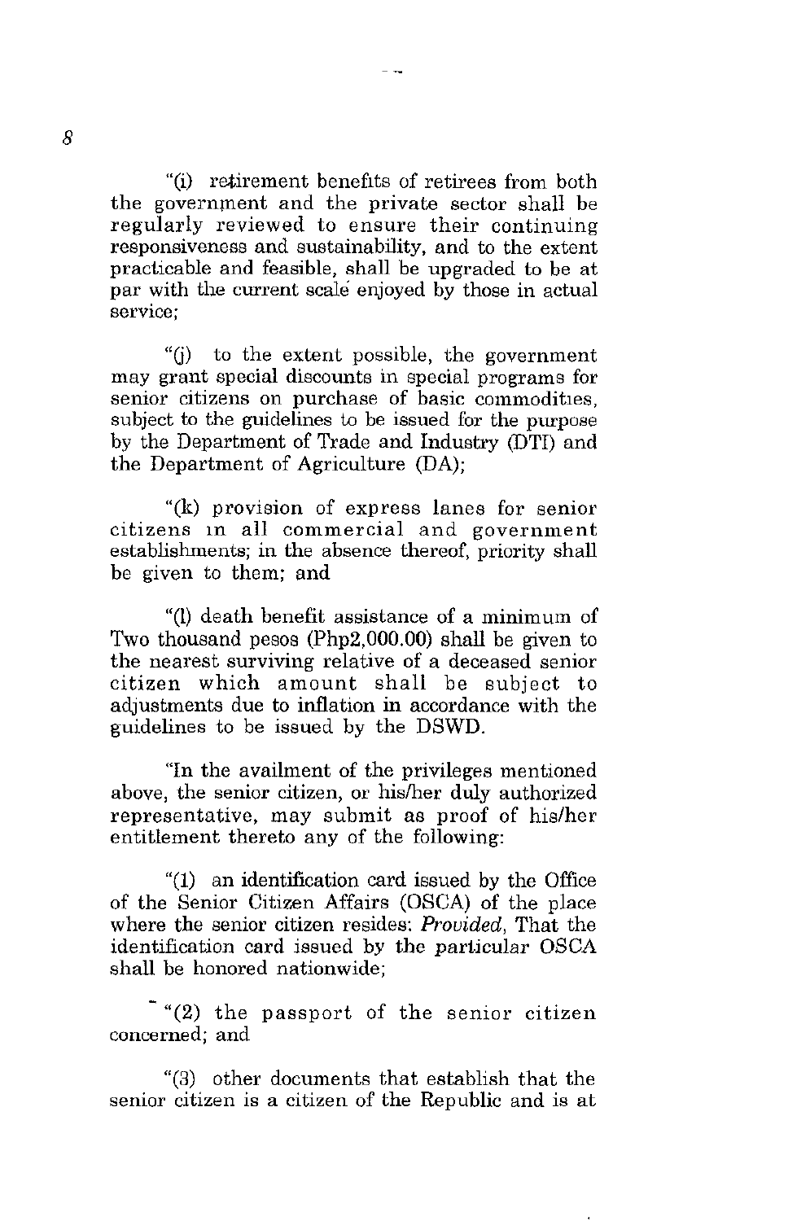"(i) retirement benefits of retirees from both the government and the private sector shall be regularly reviewed to ensure their continuing responsiveness and sustainability, and to the extent practicable and feasible, shall be upgraded to be at par with the current scale enjoyed by those in actual service;

"(j) to the extent possible, the government may grant special discounts in special programs for senior citizens on purchase of basic commodities, subject to the guidelines to be issued for the purpose by the Department of Trade and Industry (DTI) and the Department of Agriculture (DA);

"(k) provision of express lanes for senior citizens in all commercial and government establishments; in the absence thereof, priority shall be given to them; and

"(l) death benefit assistance of a minimum of Two thousand pesos (Php2,000.00) shall be given to the nearest surviving relative of a deceased senior citizen which amount shall be subject to adjustments due to inflation in accordance with the guidelines to be issued by the DSWD.

"In the availment of the privileges mentioned above, the senior citizen, or his/her duly authorized representative, may submit as proof of his/her entitlement thereto any of the following:

"(1) an identification card issued by the Office of the Senior Citizen Affairs (OSCA) of the place where the senior citizen resides: *Provided*, That the identification card issued by the particular OSCA shall be honored nationwide;

"(2) the passport of the senior citizen concerned; and

"(3) other documents that establish that the senior citizen is a citizen of the Republic and is at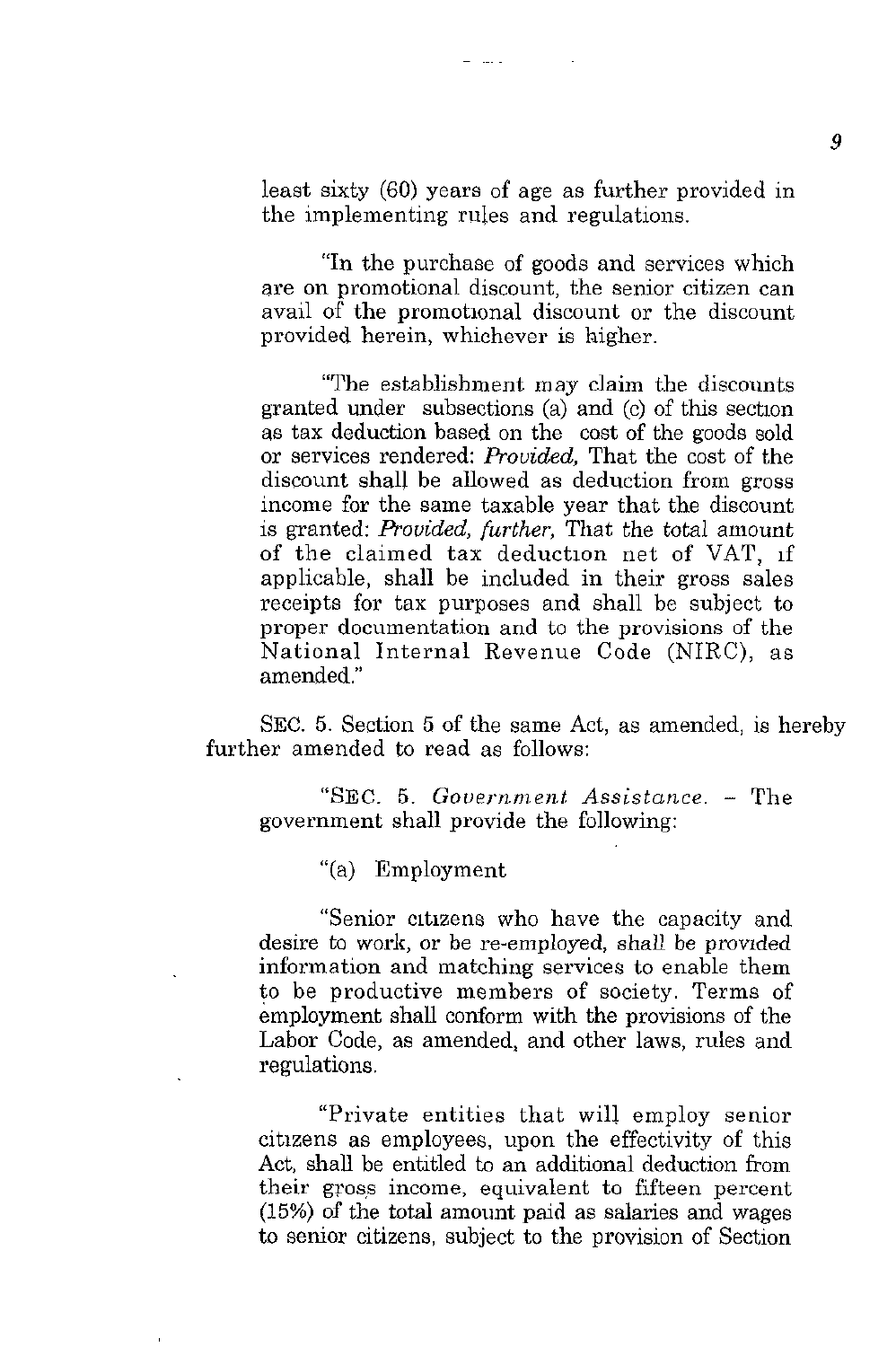least sixty (60) years of age as further provided in the implementing rules and regulations.

"In the purchase of goods and services which are on promotional discount, the senior citizen can avail of the promotional discount or the discount provided herein, whichever is higher.

"The establishment may claim the discounts granted under subsections (a) and (c) of this section as tax deduction based on the cost of the goods sold or services rendered: *Provided,* That the cost of the discount shall be allowed as deduction from gross income for the same taxable year that the discount is granted: *Provided, further,* That the total amount of the claimed tax deduction net of VAT, if applicable, shall be included in their gross sales receipts for tax purposes and shall be subject to proper documentation and to the provisions of the National Internal Revenue Code (NIRC), as amended."

SEC. 5. Section 5 of the same Act, as amended, is hereby further amended to read as follows:

"SEC. 5. *Government Assistance.* – The government shall provide the following:

"(a) Employment

"Senior citizens who have the capacity and desire to work, or be re-employed, shall be provided information and matching services to enable them to be productive members of society. Terms of employment shall conform with the provisions of the Labor Code, as amended, and other laws, rules and regulations.

"Private entities that will employ senior citizens as employees, upon the effectivity of this Act, shall be entitled to an additional deduction from their gross income, equivalent to fifteen percent (15%) of the total amount paid as salaries and wages to senior citizens, subject to the provision of Section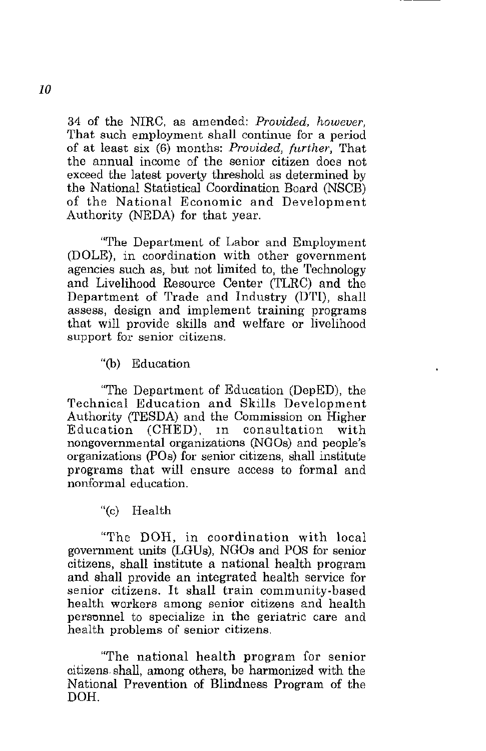34 of the NIRC, as amended: *Provided, however,* That such employment shall continue for a period of at least six (6) months: *Provided, further,* That the annual income of the senior citizen does not exceed the latest poverty threshold as determined by the National Statistical Coordination Board (NSCB) of the National Economic and Development Authority (NEDA) for that year.

"The Department of Labor and Employment (DOLE), in coordination with other government agencies such as, but not limited to, the Technology and Livelihood Resource Center (TLRC) and the Department of Trade and Industry (DTI), shall assess, design and implement training programs that will provide skills and welfare or livelihood support for senior citizens.

"(b) Education

"The Department of Education (DepED), the Technical Education and Skills Development Authority (TESDA) and the Commission on Higher Education (CHED), in consultation with nongovernmental organizations (NGOs) and people's organizations (POs) for senior citizens, shall institute programs that will ensure access to formal and nonformal education.

"(c) Health

"The DOH, in coordination with local government units (LGUs), NGOs and POS for senior citizens, shall institute a national health program and shall provide an integrated health service for senior citizens. It shall train community-based health workers among senior citizens and health personnel to specialize in the geriatric care and health problems of senior citizens.

"The national health program for senior citizens shall, among others, be harmonized with the National Prevention of Blindness Program of the DOH.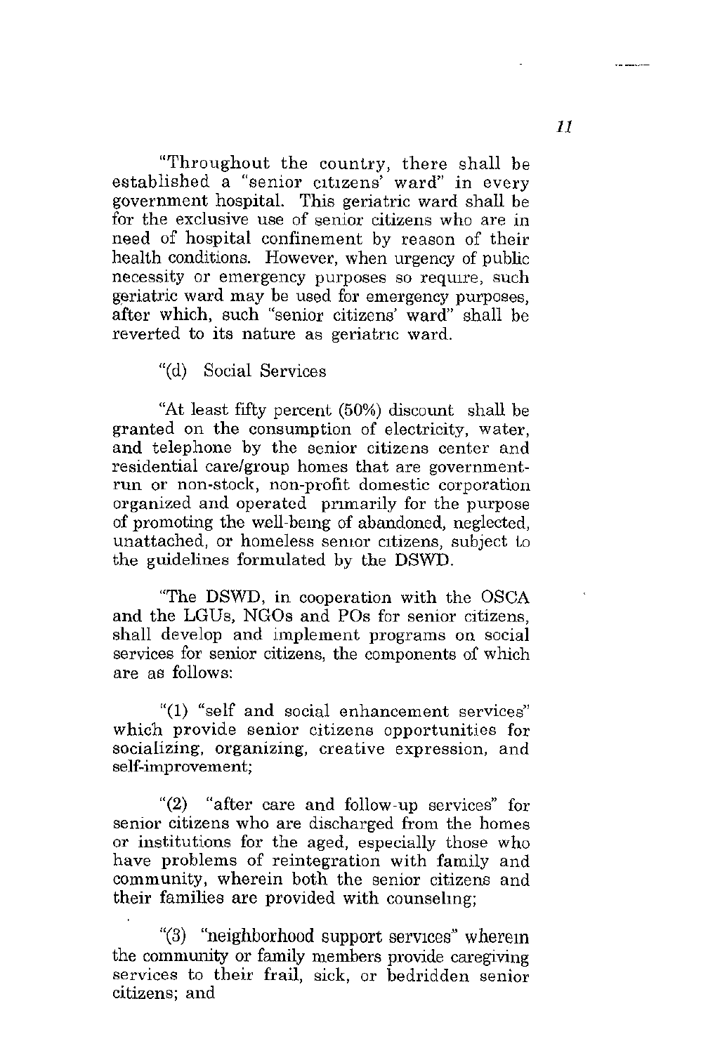"Throughout the country, there shall be established a "senior citizens' ward" in every government hospital. This geriatric ward shall be for the exclusive use of senior citizens who are in need of hospital confinement by reason of their health conditions. However, when urgency of public necessity or emergency purposes so require, such geriatric ward may be used for emergency purposes, after which, such "senior citizens' ward" shall be reverted to its nature as geriatric ward.

"(d) Social Services

"At least fifty percent (50%) discount shall be granted on the consumption of electricity, water, and telephone by the senior citizens center and residential care/group homes that are government-run or non-stock, non-profit domestic corporation organized and operated primarily for the purpose of promoting the well-being of abandoned, neglected, unattached, or homeless senior citizens, subject to the guidelines formulated by the DSWD.

"The DSWD, in cooperation with the OSCA and the LGUs, NGOs and POs for senior citizens, shall develop and implement programs on social services for senior citizens, the components of which are as follows:

"(1) "self and social enhancement services" which provide senior citizens opportunities for socializing, organizing, creative expression, and self-improvement;

"(2) "after care and follow-up services" for senior citizens who are discharged from the homes or institutions for the aged, especially those who have problems of reintegration with family and community, wherein both the senior citizens and their families are provided with counseling;

"(3) "neighborhood support services" wherein the community or family members provide caregiving services to their frail, sick, or bedridden senior citizens; and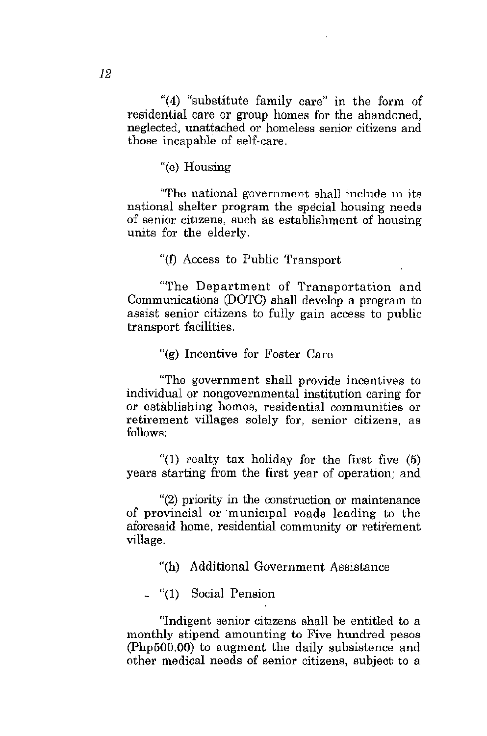"(4) "substitute family care" in the form of residential care or group homes for the abandoned, neglected, unattached or homeless senior citizens and those incapable of self-care.

"(e) Housing

"The national government shall include in its national shelter program the special housing needs of senior citizens, such as establishment of housing units for the elderly.

"(f) Access to Public Transport

"The Department of Transportation and Communications (DOTC) shall develop a program to assist senior citizens to fully gain access to public transport facilities.

"(g) Incentive for Foster Care

"The government shall provide incentives to individual or nongovernmental institution caring for or establishing homes, residential communities or retirement villages solely for, senior citizens, as follows:

"(1) realty tax holiday for the first five (5) years starting from the first year of operation; and

"(2) priority in the construction or maintenance of provincial or municipal roads leading to the aforesaid home, residential community or retirement village.

"(h) Additional Government Assistance

"(1) Social Pension

"Indigent senior citizens shall be entitled to a monthly stipend amounting to Five hundred pesos (Php500.00) to augment the daily subsistence and other medical needs of senior citizens, subject to a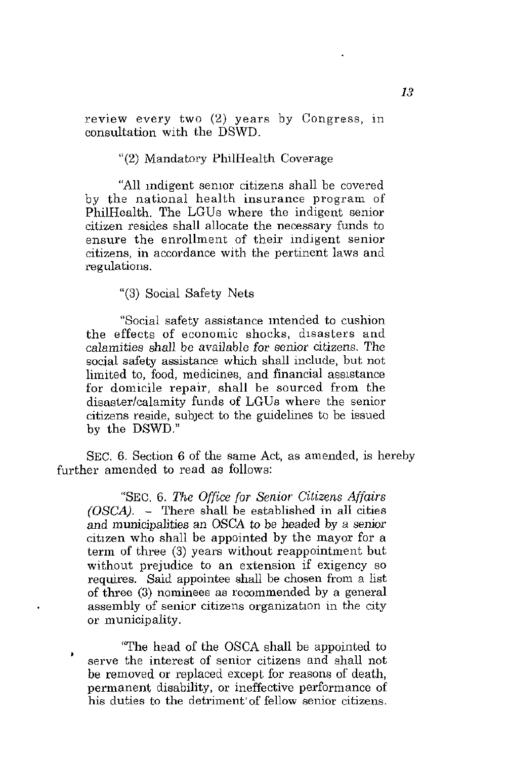review every two (2) years by Congress, in consultation with the DSWD.

"(2) Mandatory PhilHealth Coverage

"All indigent senior citizens shall be covered by the national health insurance program of PhilHealth. The LGUs where the indigent senior citizen resides shall allocate the necessary funds to ensure the enrollment of their indigent senior citizens, in accordance with the pertinent laws and regulations.

"(3) Social Safety Nets

"Social safety assistance intended to cushion the effects of economic shocks, disasters and calamities shall be available for senior citizens. The social safety assistance which shall include, but not limited to, food, medicines, and financial assistance for domicile repair, shall be sourced from the disaster/calamity funds of LGUs where the senior citizens reside, subject to the guidelines to be issued by the DSWD."

SEC. 6. Section 6 of the same Act, as amended, is hereby further amended to read as follows:

"SEC. 6. *The Office for Senior Citizens Affairs (OSCA).* – There shall be established in all cities and municipalities an OSCA to be headed by a senior citizen who shall be appointed by the mayor for a term of three (3) years without reappointment but without prejudice to an extension if exigency so requires. Said appointee shall be chosen from a list of three (3) nominees as recommended by a general assembly of senior citizens organization in the city or municipality.

"The head of the OSCA shall be appointed to serve the interest of senior citizens and shall not be removed or replaced except for reasons of death, permanent disability, or ineffective performance of his duties to the detriment of fellow senior citizens.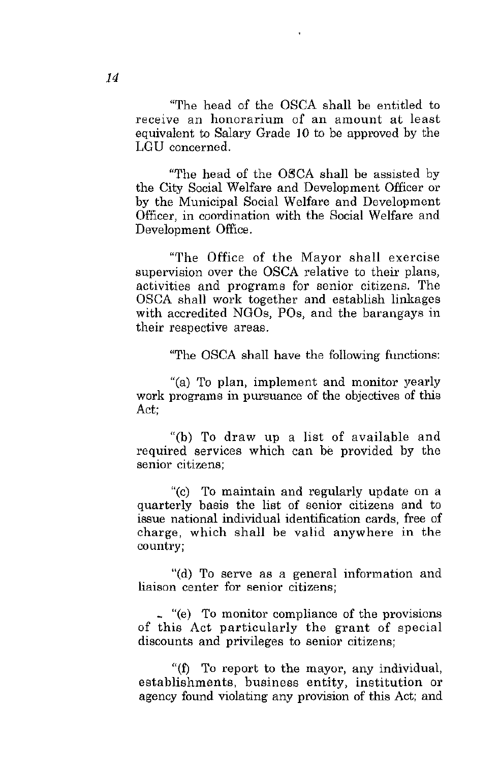"The head of the OSCA shall be entitled to receive an honorarium of an amount at least equivalent to Salary Grade 10 to be approved by the LGU concerned.

"The head of the OSCA shall be assisted by the City Social Welfare and Development Officer or by the Municipal Social Welfare and Development Officer, in coordination with the Social Welfare and Development Office.

"The Office of the Mayor shall exercise supervision over the OSCA relative to their plans, activities and programs for senior citizens. The OSCA shall work together and establish linkages with accredited NGOs, POs, and the barangays in their respective areas.

"The OSCA shall have the following functions:

"(a) To plan, implement and monitor yearly work programs in pursuance of the objectives of this Act;

"(b) To draw up a list of available and required services which can be provided by the senior citizens;

"(c) To maintain and regularly update on a quarterly basis the list of senior citizens and to issue national individual identification cards, free of charge, which shall be valid anywhere in the country;

"(d) To serve as a general information and liaison center for senior citizens;

"(e) To monitor compliance of the provisions of this Act particularly the grant of special discounts and privileges to senior citizens;

"(f) To report to the mayor, any individual, establishments, business entity, institution or agency found violating any provision of this Act; and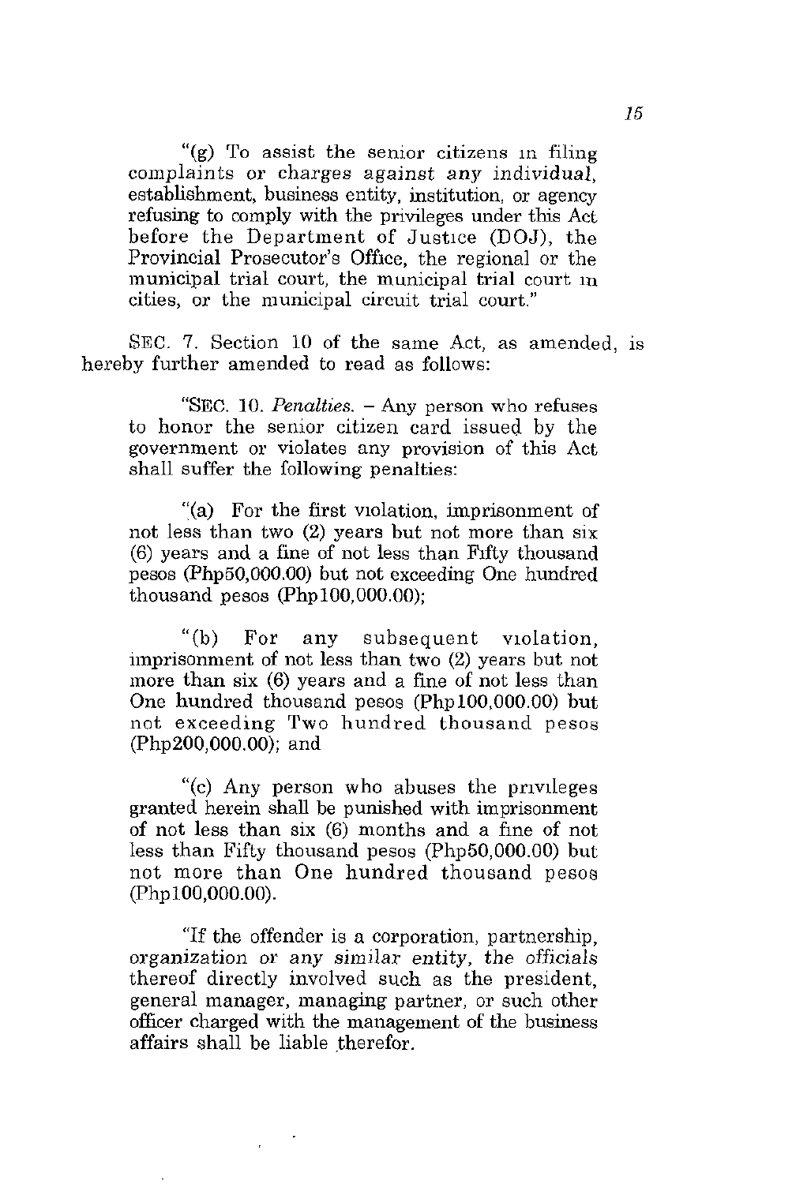"(g) To assist the senior citizens in filing complaints or charges against any individual, establishment, business entity, institution, or agency refusing to comply with the privileges under this Act before the Department of Justice (DOJ), the Provincial Prosecutor's Office, the regional or the municipal trial court, the municipal trial court in cities, or the municipal circuit trial court."

SEC. 7. Section 10 of the same Act, as amended, is hereby further amended to read as follows:

"SEC. 10. *Penalties.* – Any person who refuses to honor the senior citizen card issued by the government or violates any provision of this Act shall suffer the following penalties:

"(a) For the first violation, imprisonment of not less than two (2) years but not more than six (6) years and a fine of not less than Fifty thousand pesos (Php50,000.00) but not exceeding One hundred thousand pesos (Php100,000.00);

"(b) For any subsequent violation, imprisonment of not less than two (2) years but not more than six (6) years and a fine of not less than One hundred thousand pesos (Php100,000.00) but not exceeding Two hundred thousand pesos (Php200,000.00); and

"(c) Any person who abuses the privileges granted herein shall be punished with imprisonment of not less than six (6) months and a fine of not less than Fifty thousand pesos (Php50,000.00) but not more than One hundred thousand pesos (Php100,000.00).

"If the offender is a corporation, partnership, organization or any similar entity, the officials thereof directly involved such as the president, general manager, managing partner, or such other officer charged with the management of the business affairs shall be liable therefor.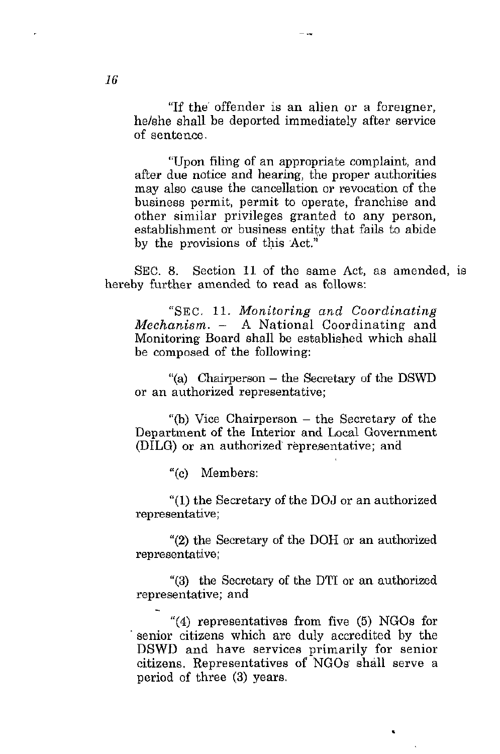"If the offender is an alien or a foreigner, he/she shall be deported immediately after service of sentence.

"Upon filing of an appropriate complaint, and after due notice and hearing, the proper authorities may also cause the cancellation or revocation of the business permit, permit to operate, franchise and other similar privileges granted to any person, establishment or business entity that fails to abide by the provisions of this Act."

SEC. 8. Section 11 of the same Act, as amended, is hereby further amended to read as follows:

"SEC. 11. *Monitoring and Coordinating Mechanism.* – A National Coordinating and Monitoring Board shall be established which shall be composed of the following:

"(a) Chairperson – the Secretary of the DSWD or an authorized representative;

"(b) Vice Chairperson – the Secretary of the Department of the Interior and Local Government (DILG) or an authorized representative; and

"(c) Members:

"(1) the Secretary of the DOJ or an authorized representative;

"(2) the Secretary of the DOH or an authorized representative;

"(3) the Secretary of the DTI or an authorized representative; and

"(4) representatives from five (5) NGOs for senior citizens which are duly accredited by the DSWD and have services primarily for senior citizens. Representatives of NGOs shall serve a period of three (3) years.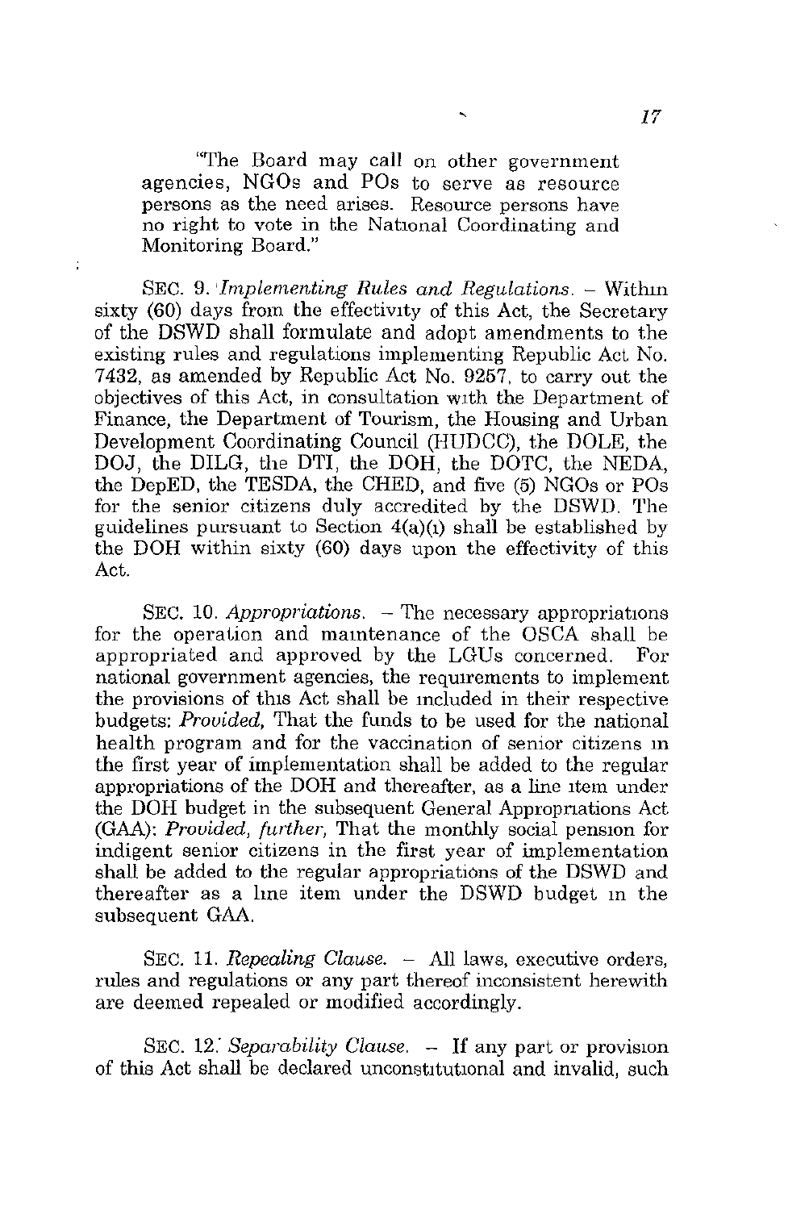"The Board may call on other government agencies, NGOs and POs to serve as resource persons as the need arises. Resource persons have no right to vote in the National Coordinating and Monitoring Board."

SEC. 9. *Implementing Rules and Regulations.* – Within sixty (60) days from the effectivity of this Act, the Secretary of the DSWD shall formulate and adopt amendments to the existing rules and regulations implementing Republic Act No. 7432, as amended by Republic Act No. 9257, to carry out the objectives of this Act, in consultation with the Department of Finance, the Department of Tourism, the Housing and Urban Development Coordinating Council (HUDCC), the DOLE, the DOJ, the DILG, the DTI, the DOH, the DOTC, the NEDA, the DepED, the TESDA, the CHED, and five (5) NGOs or POs for the senior citizens duly accredited by the DSWD. The guidelines pursuant to Section 4(a)(1) shall be established by the DOH within sixty (60) days upon the effectivity of this Act.

SEC. 10. *Appropriations.* – The necessary appropriations for the operation and maintenance of the OSCA shall be appropriated and approved by the LGUs concerned. For national government agencies, the requirements to implement the provisions of this Act shall be included in their respective budgets: *Provided,* That the funds to be used for the national health program and for the vaccination of senior citizens in the first year of implementation shall be added to the regular appropriations of the DOH and thereafter, as a line item under the DOH budget in the subsequent General Appropriations Act (GAA): *Provided, further,* That the monthly social pension for indigent senior citizens in the first year of implementation shall be added to the regular appropriations of the DSWD and thereafter as a line item under the DSWD budget in the subsequent GAA.

SEC. 11. *Repealing Clause.* – All laws, executive orders, rules and regulations or any part thereof inconsistent herewith are deemed repealed or modified accordingly.

SEC. 12. *Separability Clause.* – If any part or provision of this Act shall be declared unconstitutional and invalid, such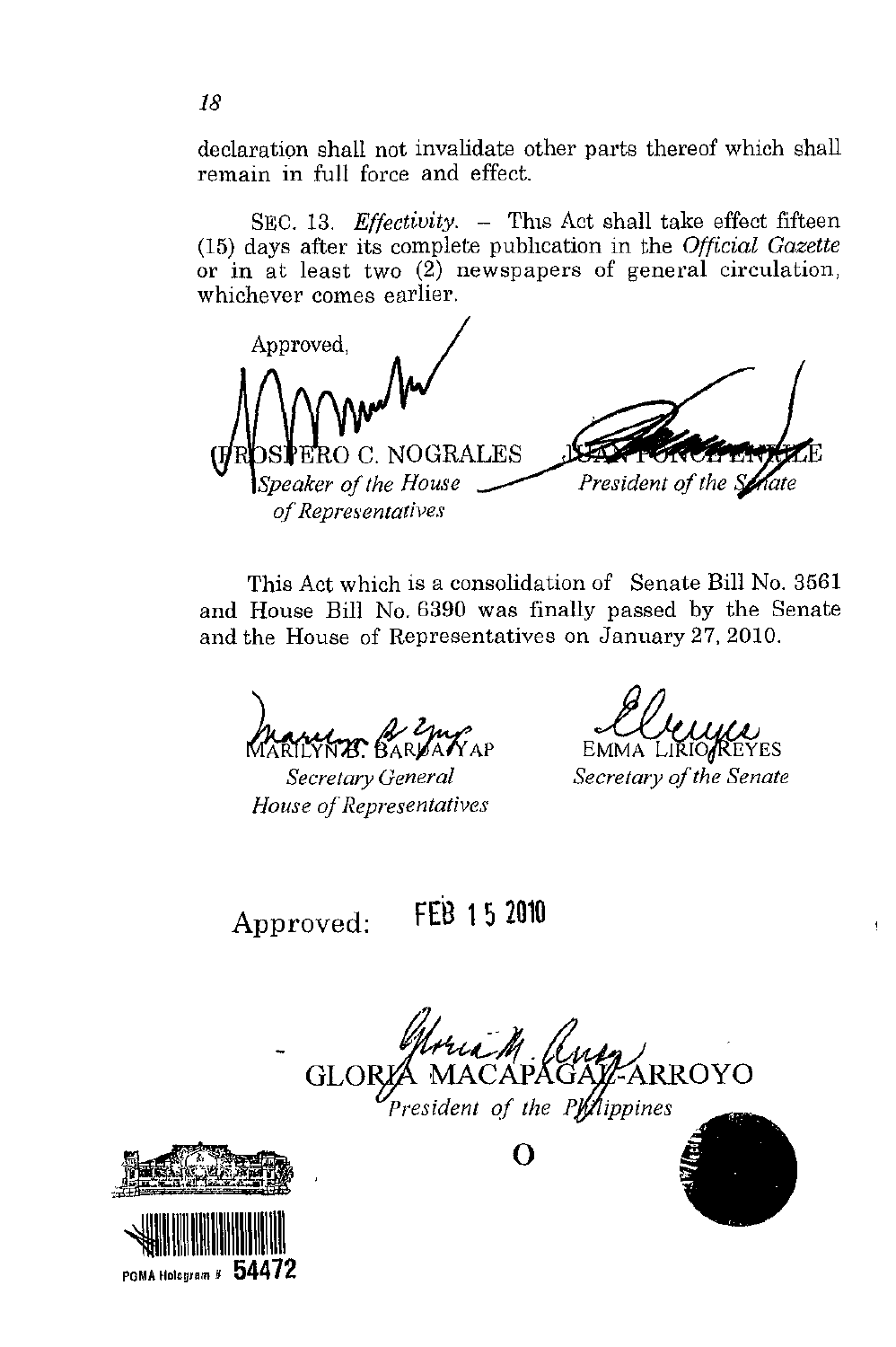declaration shall not invalidate other parts thereof which shall remain in full force and effect.

SEC. 13. *Effectivity.* – This Act shall take effect fifteen (15) days after its complete publication in the *Official Gazette* or in at least two (2) newspapers of general circulation, whichever comes earlier.

Approved,

| | |
|---|---|
| PROSPERO C. NOGRALES | JUAN PONCE ENRILE |
| *Speaker of the House of Representatives* | *President of the Senate* |

This Act which is a consolidation of Senate Bill No. 3561 and House Bill No. 6390 was finally passed by the Senate and the House of Representatives on January 27, 2010.

| | |
|---|---|
| MARILYN B. BARUA-YAP | EMMA LIRIO-REYES |
| *Secretary General House of Representatives* | *Secretary of the Senate* |

Approved: FEB 15 2010

GLORIA MACAPAGAL-ARROYO
*President of the Philippines*

O

PGMA Hologram # 54472